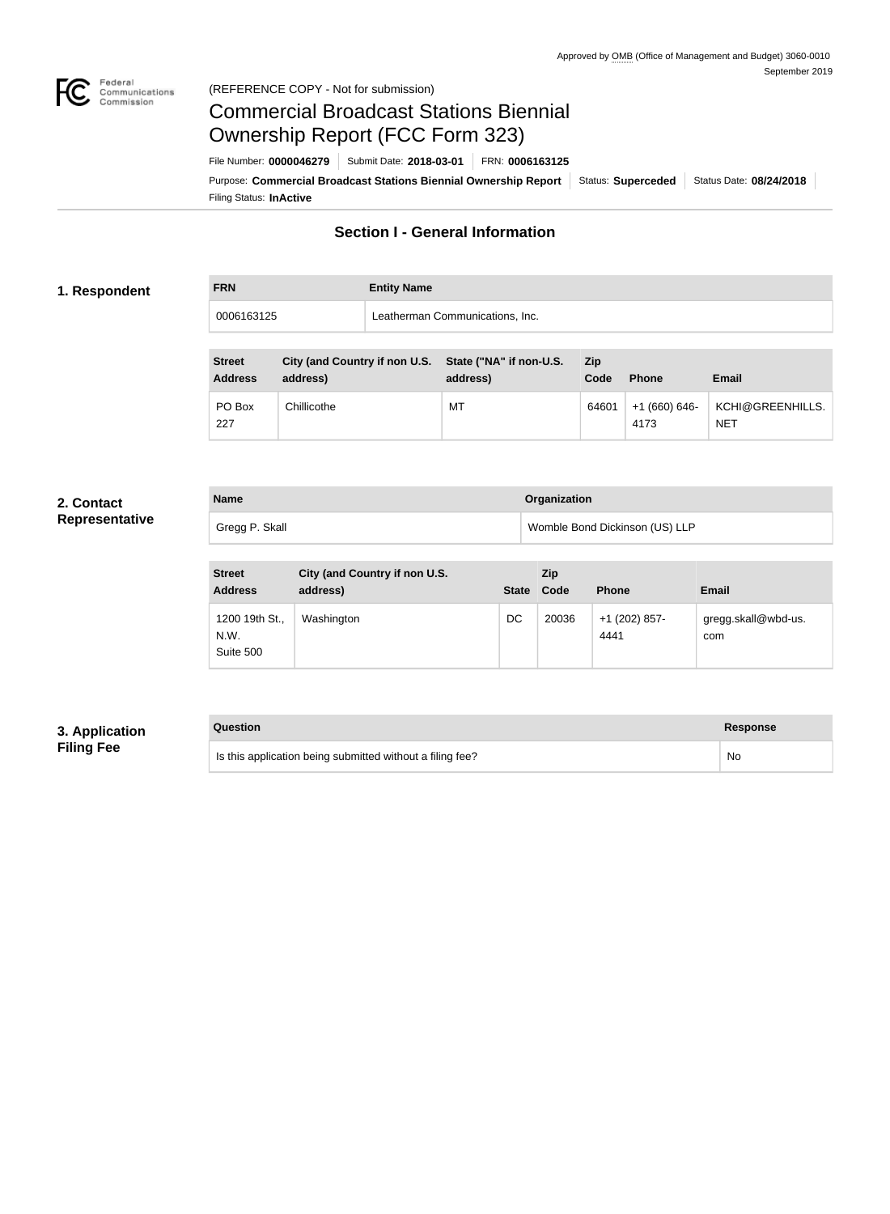Approved by OMB (Office of Management and Budget) 3060-0010
September 2019

(REFERENCE COPY - Not for submission)

# Commercial Broadcast Stations Biennial Ownership Report (FCC Form 323)

File Number: **0000046279** | Submit Date: **2018-03-01** | FRN: **0006163125**

Purpose: **Commercial Broadcast Stations Biennial Ownership Report** | Status: **Superceded** | Status Date: **08/24/2018**

Filing Status: **InActive**

## Section I - General Information

### 1. Respondent

| FRN | Entity Name |
| --- | --- |
| 0006163125 | Leatherman Communications, Inc. |

| Street Address | City (and Country if non U.S. address) | State ("NA" if non-U.S. address) | Zip Code | Phone | Email |
| --- | --- | --- | --- | --- | --- |
| PO Box 227 | Chillicothe | MT | 64601 | +1 (660) 646-4173 | KCHI@GREENHILLS.NET |

### 2. Contact Representative

| Name | Organization |
| --- | --- |
| Gregg P. Skall | Womble Bond Dickinson (US) LLP |

| Street Address | City (and Country if non U.S. address) | State | Zip Code | Phone | Email |
| --- | --- | --- | --- | --- | --- |
| 1200 19th St., N.W. Suite 500 | Washington | DC | 20036 | +1 (202) 857-4441 | gregg.skall@wbd-us.com |

### 3. Application Filing Fee

| Question | Response |
| --- | --- |
| Is this application being submitted without a filing fee? | No |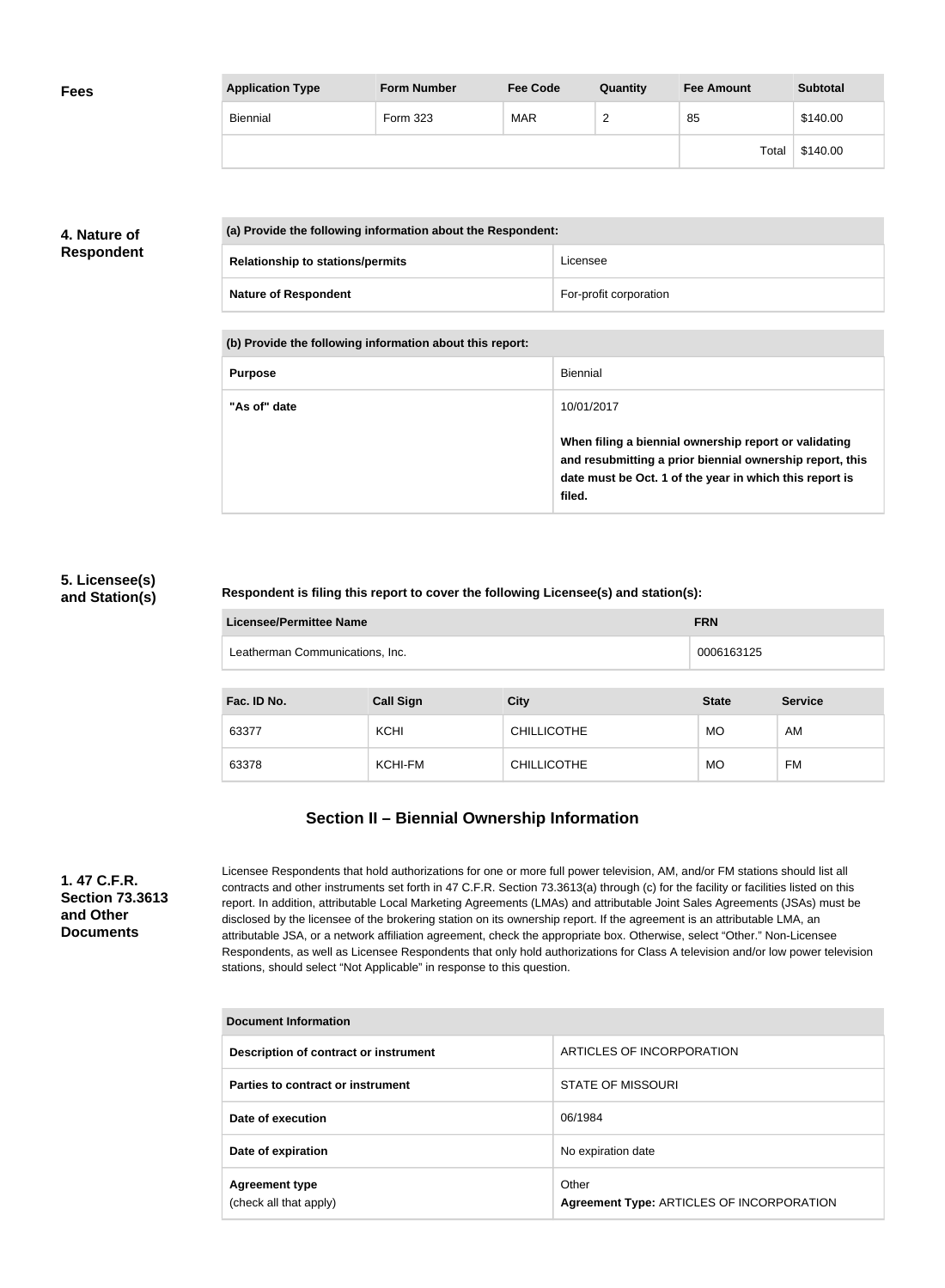**Fees**

| Application Type | Form Number | Fee Code | Quantity | Fee Amount | Subtotal |
|---|---|---|---|---|---|
| Biennial | Form 323 | MAR | 2 | 85 | $140.00 |
| | | | | Total | $140.00 |

## 4. Nature of Respondent

| (a) Provide the following information about the Respondent: | |
|---|---|
| Relationship to stations/permits | Licensee |
| Nature of Respondent | For-profit corporation |

| (b) Provide the following information about this report: | |
|---|---|
| Purpose | Biennial |
| "As of" date | 10/01/2017<br><br>**When filing a biennial ownership report or validating and resubmitting a prior biennial ownership report, this date must be Oct. 1 of the year in which this report is filed.** |

## 5. Licensee(s) and Station(s)

**Respondent is filing this report to cover the following Licensee(s) and station(s):**

| Licensee/Permittee Name | FRN |
|---|---|
| Leatherman Communications, Inc. | 0006163125 |

| Fac. ID No. | Call Sign | City | State | Service |
|---|---|---|---|---|
| 63377 | KCHI | CHILLICOTHE | MO | AM |
| 63378 | KCHI-FM | CHILLICOTHE | MO | FM |

# Section II – Biennial Ownership Information

## 1. 47 C.F.R. Section 73.3613 and Other Documents

Licensee Respondents that hold authorizations for one or more full power television, AM, and/or FM stations should list all contracts and other instruments set forth in 47 C.F.R. Section 73.3613(a) through (c) for the facility or facilities listed on this report. In addition, attributable Local Marketing Agreements (LMAs) and attributable Joint Sales Agreements (JSAs) must be disclosed by the licensee of the brokering station on its ownership report. If the agreement is an attributable LMA, an attributable JSA, or a network affiliation agreement, check the appropriate box. Otherwise, select "Other." Non-Licensee Respondents, as well as Licensee Respondents that only hold authorizations for Class A television and/or low power television stations, should select "Not Applicable" in response to this question.

| Document Information | |
|---|---|
| Description of contract or instrument | ARTICLES OF INCORPORATION |
| Parties to contract or instrument | STATE OF MISSOURI |
| Date of execution | 06/1984 |
| Date of expiration | No expiration date |
| Agreement type<br>(check all that apply) | Other<br>**Agreement Type:** ARTICLES OF INCORPORATION |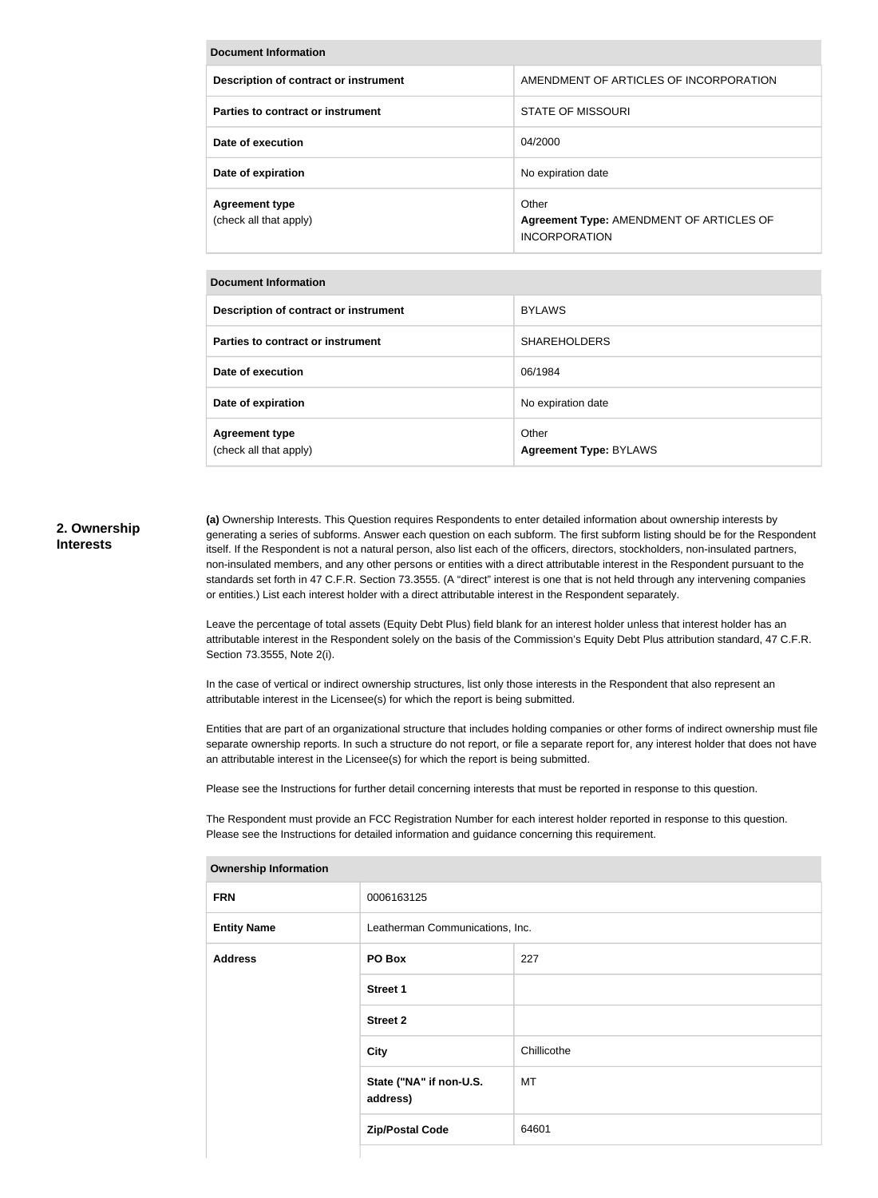| Document Information | |
|---|---|
| **Description of contract or instrument** | AMENDMENT OF ARTICLES OF INCORPORATION |
| **Parties to contract or instrument** | STATE OF MISSOURI |
| **Date of execution** | 04/2000 |
| **Date of expiration** | No expiration date |
| **Agreement type** (check all that apply) | Other **Agreement Type:** AMENDMENT OF ARTICLES OF INCORPORATION |

| Document Information | |
|---|---|
| **Description of contract or instrument** | BYLAWS |
| **Parties to contract or instrument** | SHAREHOLDERS |
| **Date of execution** | 06/1984 |
| **Date of expiration** | No expiration date |
| **Agreement type** (check all that apply) | Other **Agreement Type:** BYLAWS |

## 2. Ownership Interests

**(a)** Ownership Interests. This Question requires Respondents to enter detailed information about ownership interests by generating a series of subforms. Answer each question on each subform. The first subform listing should be for the Respondent itself. If the Respondent is not a natural person, also list each of the officers, directors, stockholders, non-insulated partners, non-insulated members, and any other persons or entities with a direct attributable interest in the Respondent pursuant to the standards set forth in 47 C.F.R. Section 73.3555. (A "direct" interest is one that is not held through any intervening companies or entities.) List each interest holder with a direct attributable interest in the Respondent separately.

Leave the percentage of total assets (Equity Debt Plus) field blank for an interest holder unless that interest holder has an attributable interest in the Respondent solely on the basis of the Commission's Equity Debt Plus attribution standard, 47 C.F.R. Section 73.3555, Note 2(i).

In the case of vertical or indirect ownership structures, list only those interests in the Respondent that also represent an attributable interest in the Licensee(s) for which the report is being submitted.

Entities that are part of an organizational structure that includes holding companies or other forms of indirect ownership must file separate ownership reports. In such a structure do not report, or file a separate report for, any interest holder that does not have an attributable interest in the Licensee(s) for which the report is being submitted.

Please see the Instructions for further detail concerning interests that must be reported in response to this question.

The Respondent must provide an FCC Registration Number for each interest holder reported in response to this question. Please see the Instructions for detailed information and guidance concerning this requirement.

| Ownership Information | | |
|---|---|---|
| **FRN** | 0006163125 | |
| **Entity Name** | Leatherman Communications, Inc. | |
| **Address** | **PO Box** | 227 |
| | **Street 1** | |
| | **Street 2** | |
| | **City** | Chillicothe |
| | **State ("NA" if non-U.S. address)** | MT |
| | **Zip/Postal Code** | 64601 |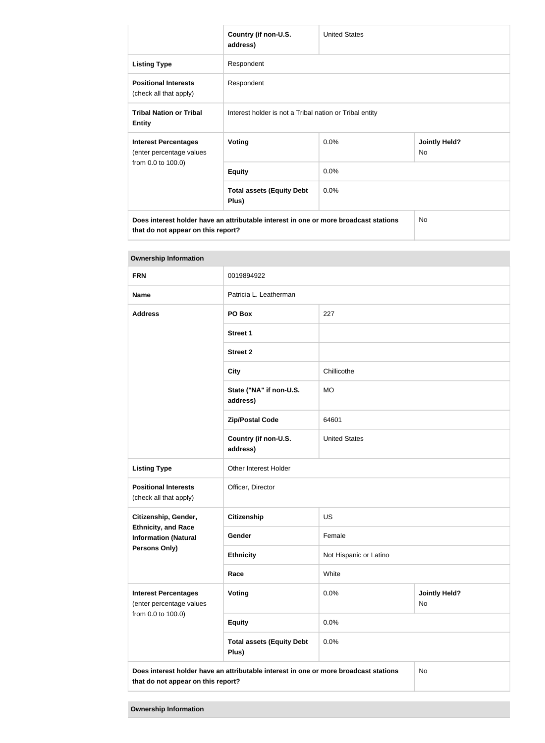| | | | |
|---|---|---|---|
| | **Country (if non-U.S. address)** | United States | |
| **Listing Type** | Respondent | | |
| **Positional Interests** (check all that apply) | Respondent | | |
| **Tribal Nation or Tribal Entity** | Interest holder is not a Tribal nation or Tribal entity | | |
| **Interest Percentages** (enter percentage values from 0.0 to 100.0) | **Voting** | 0.0% | **Jointly Held?** No |
| | **Equity** | 0.0% | |
| | **Total assets (Equity Debt Plus)** | 0.0% | |
| **Does interest holder have an attributable interest in one or more broadcast stations that do not appear on this report?** | | | No |

**Ownership Information**

| | | | |
|---|---|---|---|
| **FRN** | 0019894922 | | |
| **Name** | Patricia L. Leatherman | | |
| **Address** | **PO Box** | 227 | |
| | **Street 1** | | |
| | **Street 2** | | |
| | **City** | Chillicothe | |
| | **State ("NA" if non-U.S. address)** | MO | |
| | **Zip/Postal Code** | 64601 | |
| | **Country (if non-U.S. address)** | United States | |
| **Listing Type** | Other Interest Holder | | |
| **Positional Interests** (check all that apply) | Officer, Director | | |
| **Citizenship, Gender, Ethnicity, and Race Information (Natural Persons Only)** | **Citizenship** | US | |
| | **Gender** | Female | |
| | **Ethnicity** | Not Hispanic or Latino | |
| | **Race** | White | |
| **Interest Percentages** (enter percentage values from 0.0 to 100.0) | **Voting** | 0.0% | **Jointly Held?** No |
| | **Equity** | 0.0% | |
| | **Total assets (Equity Debt Plus)** | 0.0% | |
| **Does interest holder have an attributable interest in one or more broadcast stations that do not appear on this report?** | | | No |

**Ownership Information**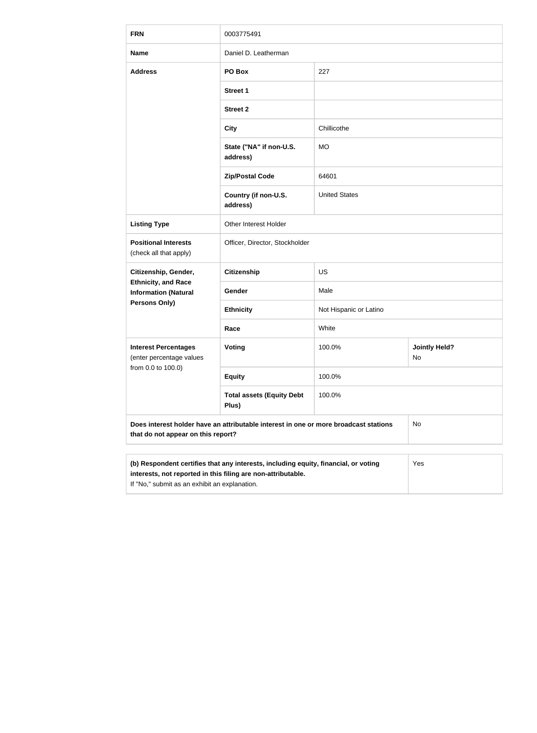| FRN | 0003775491 | | |
|---|---|---|---|
| **Name** | Daniel D. Leatherman | | |
| **Address** | **PO Box** | 227 | |
| | **Street 1** | | |
| | **Street 2** | | |
| | **City** | Chillicothe | |
| | **State ("NA" if non-U.S. address)** | MO | |
| | **Zip/Postal Code** | 64601 | |
| | **Country (if non-U.S. address)** | United States | |
| **Listing Type** | Other Interest Holder | | |
| **Positional Interests** (check all that apply) | Officer, Director, Stockholder | | |
| **Citizenship, Gender, Ethnicity, and Race Information (Natural Persons Only)** | **Citizenship** | US | |
| | **Gender** | Male | |
| | **Ethnicity** | Not Hispanic or Latino | |
| | **Race** | White | |
| **Interest Percentages** (enter percentage values from 0.0 to 100.0) | **Voting** | 100.0% | **Jointly Held?** No |
| | **Equity** | 100.0% | |
| | **Total assets (Equity Debt Plus)** | 100.0% | |
| **Does interest holder have an attributable interest in one or more broadcast stations that do not appear on this report?** | | | No |

| **(b) Respondent certifies that any interests, including equity, financial, or voting interests, not reported in this filing are non-attributable.** If "No," submit as an exhibit an explanation. | Yes |
|---|---|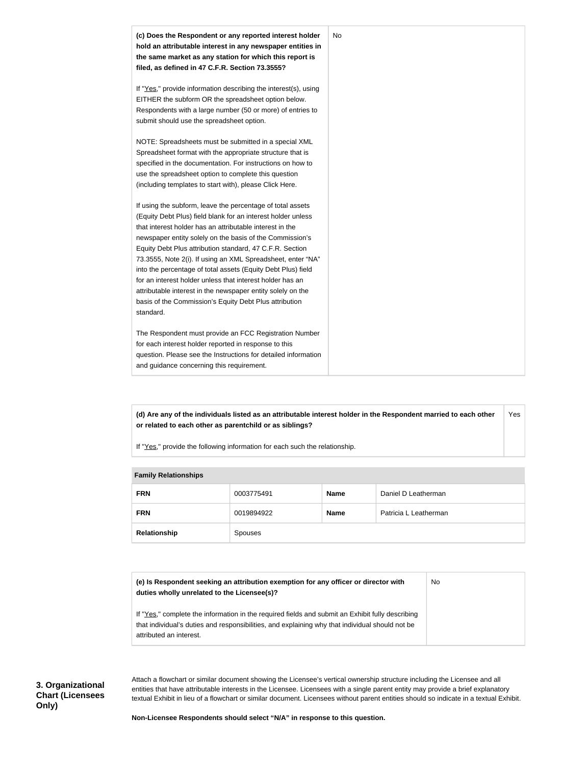| **(c) Does the Respondent or any reported interest holder hold an attributable interest in any newspaper entities in the same market as any station for which this report is filed, as defined in 47 C.F.R. Section 73.3555?**<br><br>If "Yes," provide information describing the interest(s), using EITHER the subform OR the spreadsheet option below. Respondents with a large number (50 or more) of entries to submit should use the spreadsheet option.<br><br>NOTE: Spreadsheets must be submitted in a special XML Spreadsheet format with the appropriate structure that is specified in the documentation. For instructions on how to use the spreadsheet option to complete this question (including templates to start with), please Click Here.<br><br>If using the subform, leave the percentage of total assets (Equity Debt Plus) field blank for an interest holder unless that interest holder has an attributable interest in the newspaper entity solely on the basis of the Commission's Equity Debt Plus attribution standard, 47 C.F.R. Section 73.3555, Note 2(i). If using an XML Spreadsheet, enter "NA" into the percentage of total assets (Equity Debt Plus) field for an interest holder unless that interest holder has an attributable interest in the newspaper entity solely on the basis of the Commission's Equity Debt Plus attribution standard.<br><br>The Respondent must provide an FCC Registration Number for each interest holder reported in response to this question. Please see the Instructions for detailed information and guidance concerning this requirement. | No |
|---|---|

| **(d) Are any of the individuals listed as an attributable interest holder in the Respondent married to each other or related to each other as parentchild or as siblings?**<br><br>If "Yes," provide the following information for each such the relationship. | Yes |
|---|---|

| **Family Relationships** | | | |
|---|---|---|---|
| **FRN** | 0003775491 | **Name** | Daniel D Leatherman |
| **FRN** | 0019894922 | **Name** | Patricia L Leatherman |
| **Relationship** | Spouses | | |

| **(e) Is Respondent seeking an attribution exemption for any officer or director with duties wholly unrelated to the Licensee(s)?**<br><br>If "Yes," complete the information in the required fields and submit an Exhibit fully describing that individual's duties and responsibilities, and explaining why that individual should not be attributed an interest. | No |
|---|---|

**3. Organizational Chart (Licensees Only)**

Attach a flowchart or similar document showing the Licensee's vertical ownership structure including the Licensee and all entities that have attributable interests in the Licensee. Licensees with a single parent entity may provide a brief explanatory textual Exhibit in lieu of a flowchart or similar document. Licensees without parent entities should so indicate in a textual Exhibit.

**Non-Licensee Respondents should select "N/A" in response to this question.**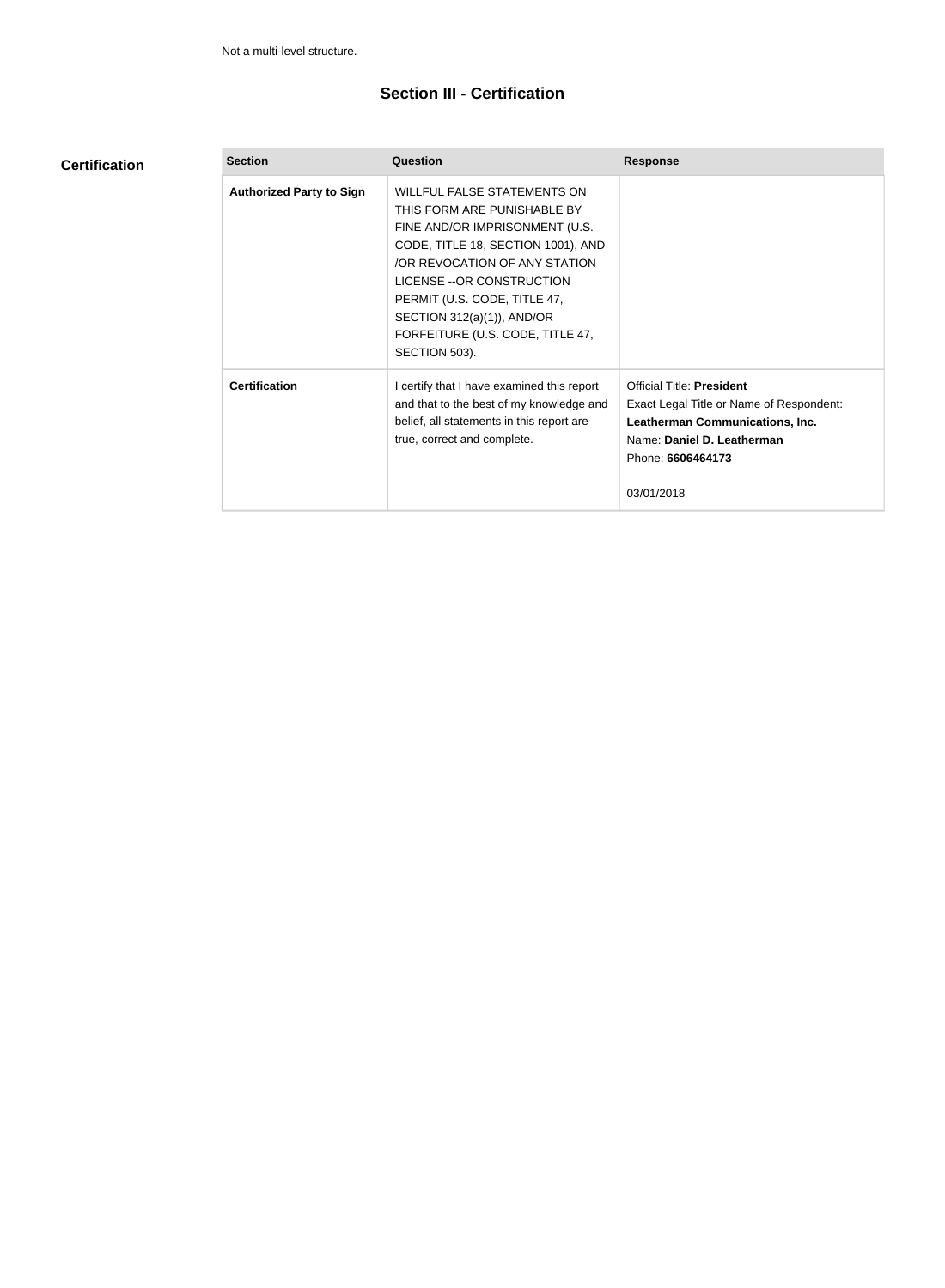Not a multi-level structure.

## Section III - Certification

**Certification**

| Section | Question | Response |
|---|---|---|
| **Authorized Party to Sign** | WILLFUL FALSE STATEMENTS ON THIS FORM ARE PUNISHABLE BY FINE AND/OR IMPRISONMENT (U.S. CODE, TITLE 18, SECTION 1001), AND /OR REVOCATION OF ANY STATION LICENSE --OR CONSTRUCTION PERMIT (U.S. CODE, TITLE 47, SECTION 312(a)(1)), AND/OR FORFEITURE (U.S. CODE, TITLE 47, SECTION 503). | |
| **Certification** | I certify that I have examined this report and that to the best of my knowledge and belief, all statements in this report are true, correct and complete. | Official Title: **President**<br>Exact Legal Title or Name of Respondent: **Leatherman Communications, Inc.**<br>Name: **Daniel D. Leatherman**<br>Phone: **6606464173**<br><br>03/01/2018 |